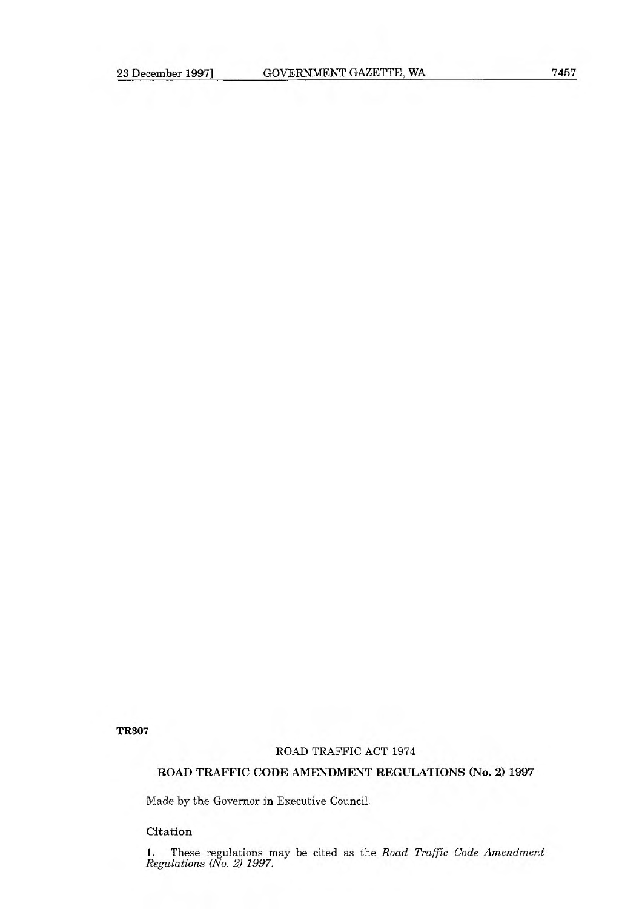TR307

ROAD TRAFFIC ACT 1974

## ROAD TRAFFIC CODE AMENDMENT REGULATIONS (No. 2) 1997

Made by the Governor in Executive Council.

### Citation

**1.** These regulations may be cited as the *Road Traffic Code Amendment Regulations (No. 2) 1997*.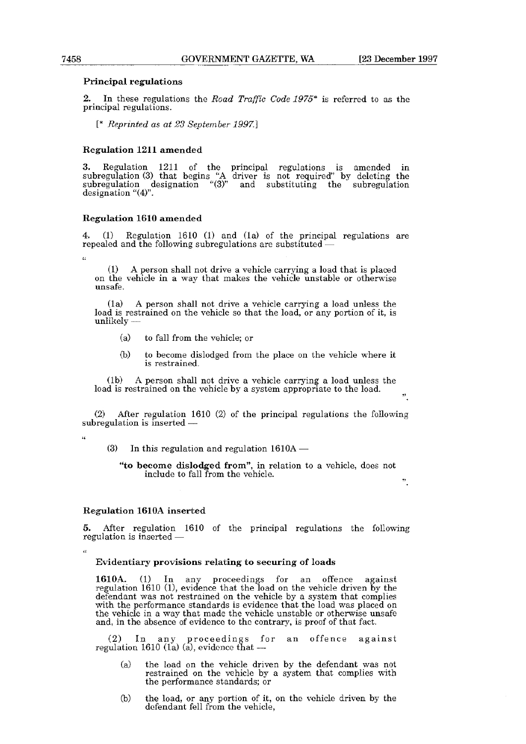### Principal regulations

2. In these regulations the *Road Traffic Code 1975*\* is referred to as the principal regulations.

[\* *Reprinted as at 23 September 1997.*]

### Regulation 1211 amended

3. Regulation 1211 of the principal regulations is amended in subregulation (3) that begins "A driver is not required" by deleting the subregulation designation "(3)" and substituting the subregulation designation "(4)".

### Regulation 1610 amended

4. (1) Regulation 1610 (1) and (1a) of the principal regulations are repealed and the following subregulations are substituted —

"

(1) A person shall not drive a vehicle carrying a load that is placed on the vehicle in a way that makes the vehicle unstable or otherwise unsafe.

(1a) A person shall not drive a vehicle carrying a load unless the load is restrained on the vehicle so that the load, or any portion of it, is unlikely —

- (a) to fall from the vehicle; or
- (b) to become dislodged from the place on the vehicle where it is restrained.

(1b) A person shall not drive a vehicle carrying a load unless the load is restrained on the vehicle by a system appropriate to the load.

".

(2) After regulation 1610 (2) of the principal regulations the following subregulation is inserted —

"

(3) In this regulation and regulation 1610A —

**"to become dislodged from"**, in relation to a vehicle, does not include to fall from the vehicle.

".

### Regulation 1610A inserted

5. After regulation 1610 of the principal regulations the following regulation is inserted —

"

**Evidentiary provisions relating to securing of loads**

**1610A.** (1) In any proceedings for an offence against regulation 1610 (1), evidence that the load on the vehicle driven by the defendant was not restrained on the vehicle by a system that complies with the performance standards is evidence that the load was placed on the vehicle in a way that made the vehicle unstable or otherwise unsafe and, in the absence of evidence to the contrary, is proof of that fact.

(2) In any proceedings for an offence against regulation 1610 (1a) (a), evidence that —

- (a) the load on the vehicle driven by the defendant was not restrained on the vehicle by a system that complies with the performance standards; or
- (b) the load, or any portion of it, on the vehicle driven by the defendant fell from the vehicle,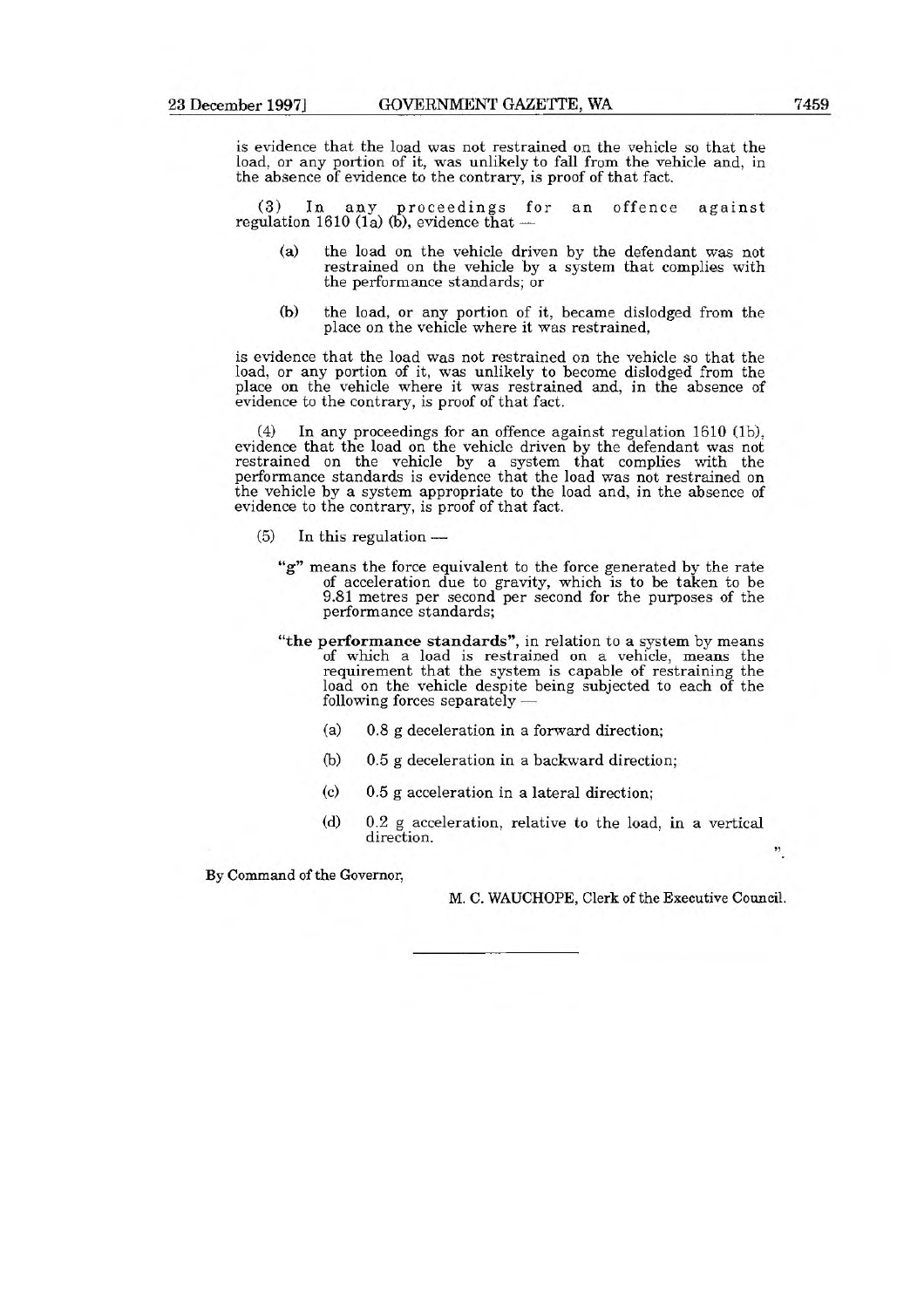is evidence that the load was not restrained on the vehicle so that the load, or any portion of it, was unlikely to fall from the vehicle and, in the absence of evidence to the contrary, is proof of that fact.

(3) In any proceedings for an offence against regulation 1610 (1a) (b), evidence that —

- (a) the load on the vehicle driven by the defendant was not restrained on the vehicle by a system that complies with the performance standards; or
- (b) the load, or any portion of it, became dislodged from the place on the vehicle where it was restrained,

is evidence that the load was not restrained on the vehicle so that the load, or any portion of it, was unlikely to become dislodged from the place on the vehicle where it was restrained and, in the absence of evidence to the contrary, is proof of that fact.

(4) In any proceedings for an offence against regulation 1610 (1b), evidence that the load on the vehicle driven by the defendant was not restrained on the vehicle by a system that complies with the performance standards is evidence that the load was not restrained on the vehicle by a system appropriate to the load and, in the absence of evidence to the contrary, is proof of that fact.

(5) In this regulation —

**"g"** means the force equivalent to the force generated by the rate of acceleration due to gravity, which is to be taken to be 9.81 metres per second per second for the purposes of the performance standards;

**"the performance standards"**, in relation to a system by means of which a load is restrained on a vehicle, means the requirement that the system is capable of restraining the load on the vehicle despite being subjected to each of the following forces separately —

- (a) 0.8 g deceleration in a forward direction;
- (b) 0.5 g deceleration in a backward direction;
- (c) 0.5 g acceleration in a lateral direction;
- (d) 0.2 g acceleration, relative to the load, in a vertical direction.

".

By Command of the Governor,

M. C. WAUCHOPE, Clerk of the Executive Council.